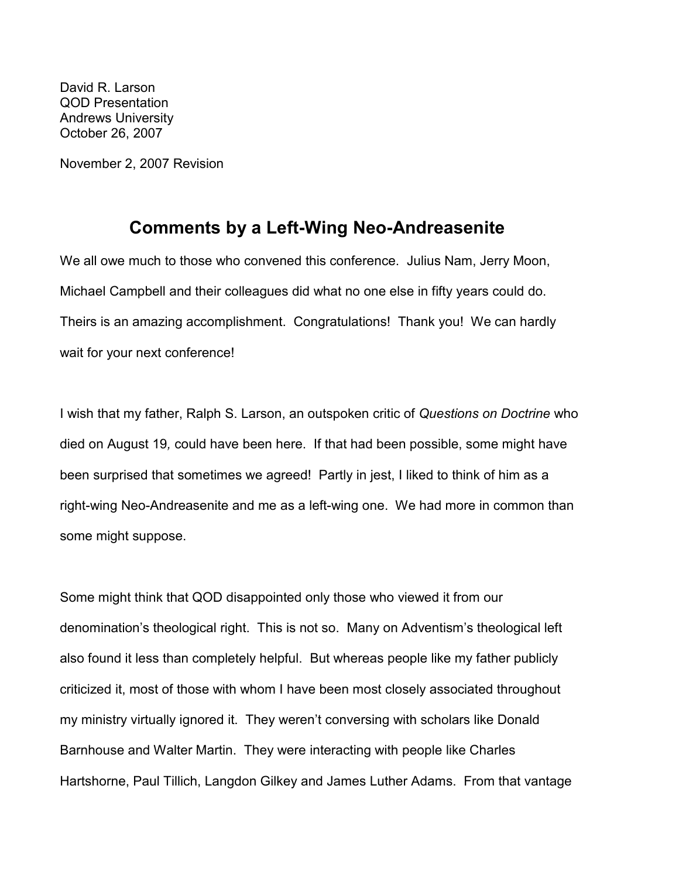David R. Larson
QOD Presentation
Andrews University
October 26, 2007

November 2, 2007 Revision

# Comments by a Left-Wing Neo-Andreasenite

We all owe much to those who convened this conference. Julius Nam, Jerry Moon, Michael Campbell and their colleagues did what no one else in fifty years could do. Theirs is an amazing accomplishment. Congratulations! Thank you! We can hardly wait for your next conference!

I wish that my father, Ralph S. Larson, an outspoken critic of *Questions on Doctrine* who died on August 19*,* could have been here. If that had been possible, some might have been surprised that sometimes we agreed! Partly in jest, I liked to think of him as a right-wing Neo-Andreasenite and me as a left-wing one. We had more in common than some might suppose.

Some might think that QOD disappointed only those who viewed it from our denomination's theological right. This is not so. Many on Adventism's theological left also found it less than completely helpful. But whereas people like my father publicly criticized it, most of those with whom I have been most closely associated throughout my ministry virtually ignored it. They weren't conversing with scholars like Donald Barnhouse and Walter Martin. They were interacting with people like Charles Hartshorne, Paul Tillich, Langdon Gilkey and James Luther Adams. From that vantage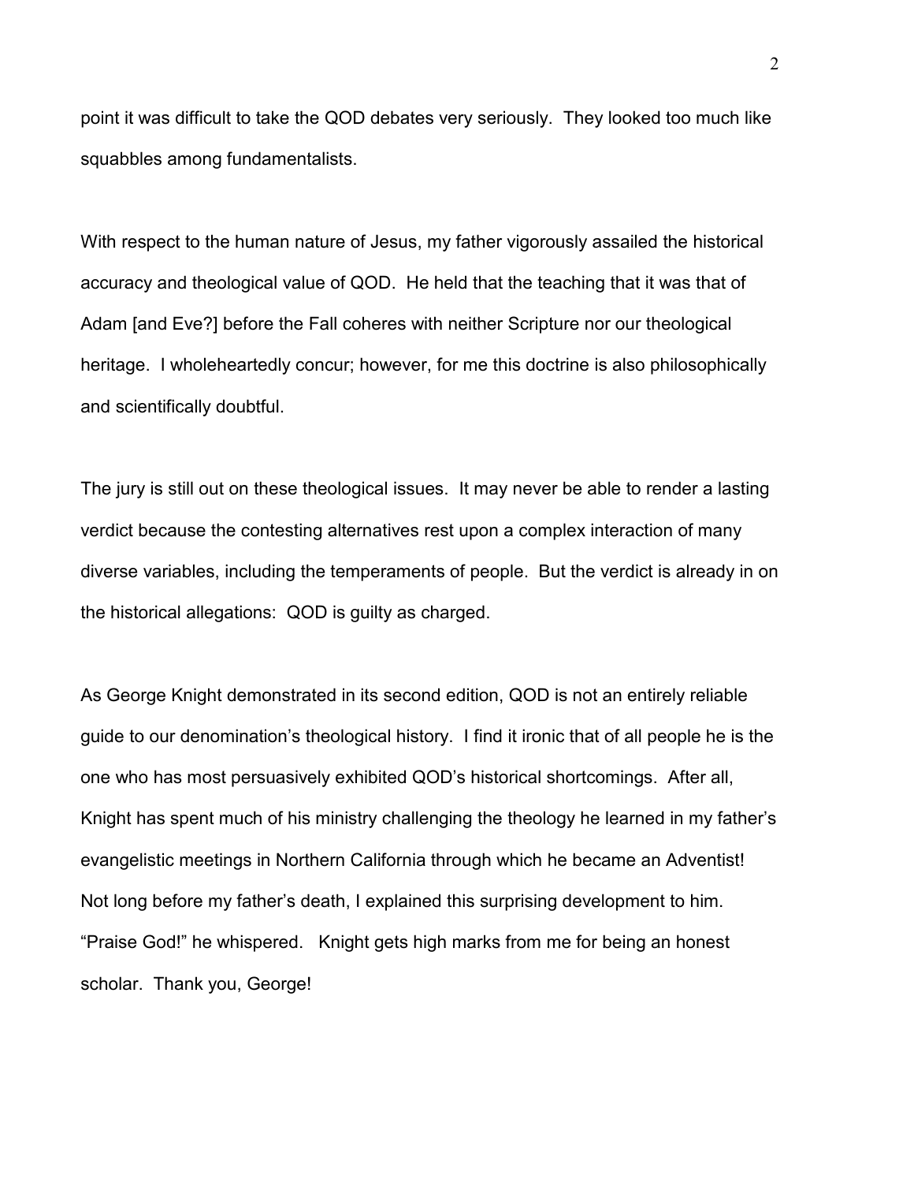point it was difficult to take the QOD debates very seriously. They looked too much like squabbles among fundamentalists.

With respect to the human nature of Jesus, my father vigorously assailed the historical accuracy and theological value of QOD. He held that the teaching that it was that of Adam [and Eve?] before the Fall coheres with neither Scripture nor our theological heritage. I wholeheartedly concur; however, for me this doctrine is also philosophically and scientifically doubtful.

The jury is still out on these theological issues. It may never be able to render a lasting verdict because the contesting alternatives rest upon a complex interaction of many diverse variables, including the temperaments of people. But the verdict is already in on the historical allegations: QOD is guilty as charged.

As George Knight demonstrated in its second edition, QOD is not an entirely reliable guide to our denomination's theological history. I find it ironic that of all people he is the one who has most persuasively exhibited QOD's historical shortcomings. After all, Knight has spent much of his ministry challenging the theology he learned in my father's evangelistic meetings in Northern California through which he became an Adventist! Not long before my father's death, I explained this surprising development to him. "Praise God!" he whispered. Knight gets high marks from me for being an honest scholar. Thank you, George!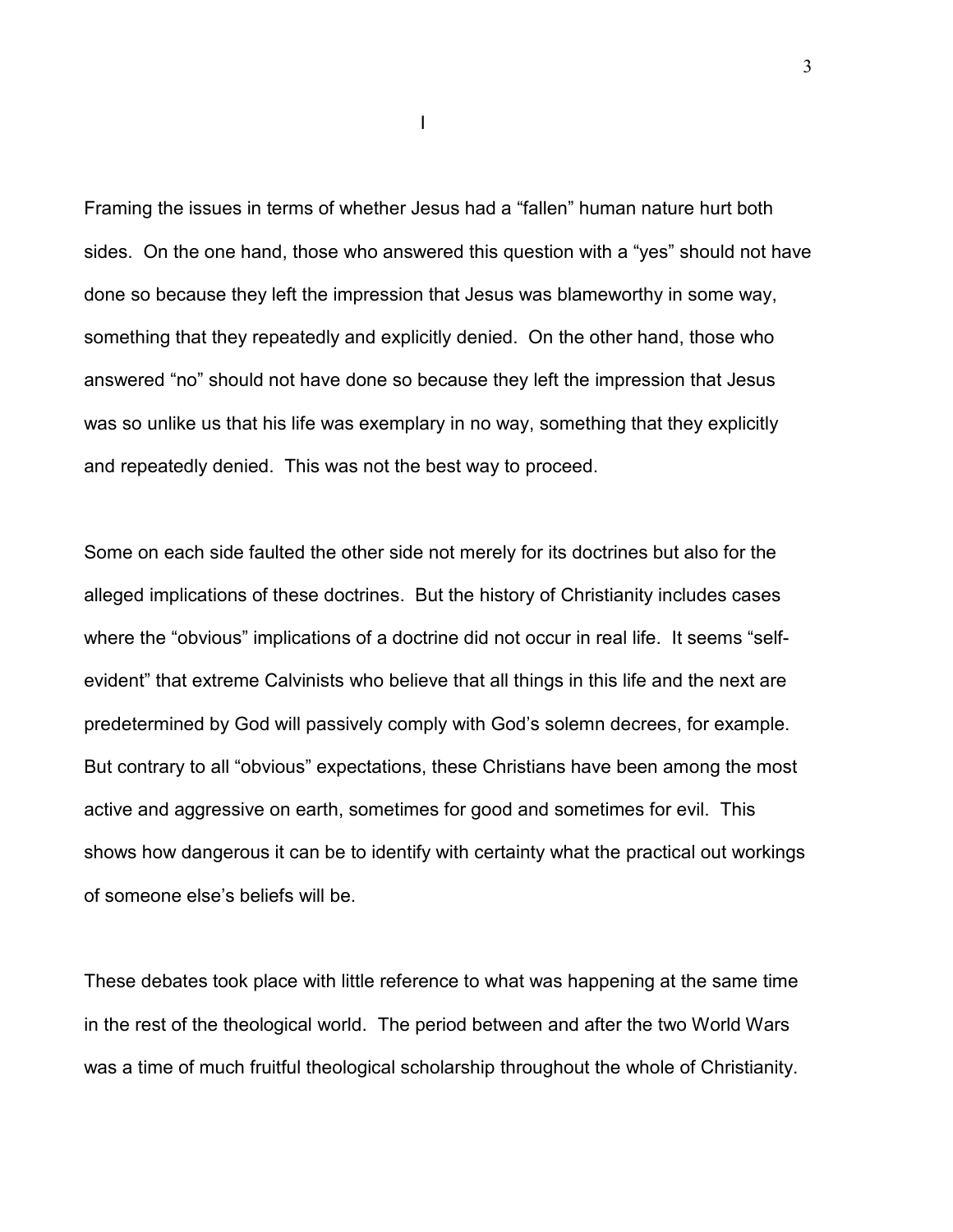# I

Framing the issues in terms of whether Jesus had a "fallen" human nature hurt both sides. On the one hand, those who answered this question with a "yes" should not have done so because they left the impression that Jesus was blameworthy in some way, something that they repeatedly and explicitly denied. On the other hand, those who answered "no" should not have done so because they left the impression that Jesus was so unlike us that his life was exemplary in no way, something that they explicitly and repeatedly denied. This was not the best way to proceed.

Some on each side faulted the other side not merely for its doctrines but also for the alleged implications of these doctrines. But the history of Christianity includes cases where the "obvious" implications of a doctrine did not occur in real life. It seems "self-evident" that extreme Calvinists who believe that all things in this life and the next are predetermined by God will passively comply with God's solemn decrees, for example. But contrary to all "obvious" expectations, these Christians have been among the most active and aggressive on earth, sometimes for good and sometimes for evil. This shows how dangerous it can be to identify with certainty what the practical out workings of someone else's beliefs will be.

These debates took place with little reference to what was happening at the same time in the rest of the theological world. The period between and after the two World Wars was a time of much fruitful theological scholarship throughout the whole of Christianity.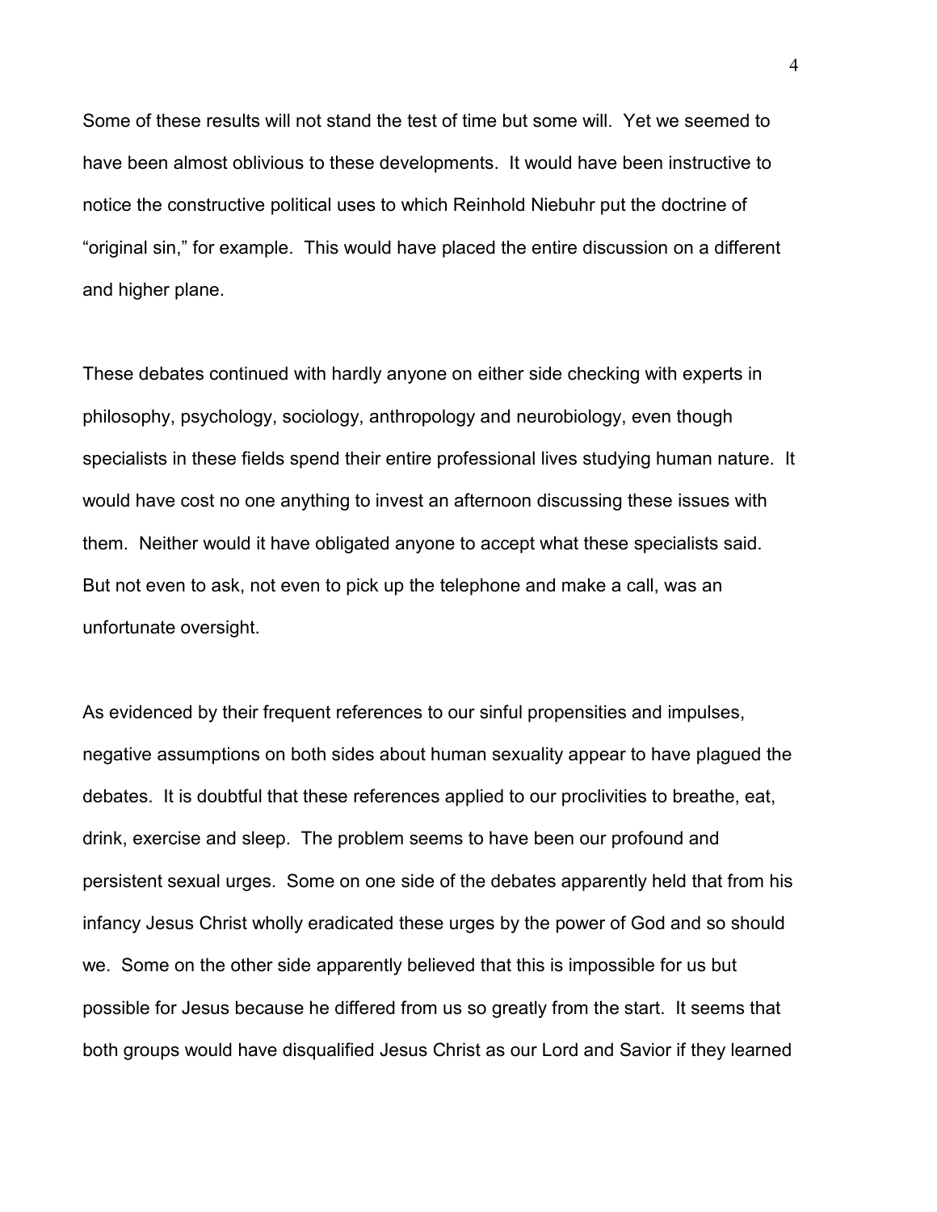Some of these results will not stand the test of time but some will. Yet we seemed to have been almost oblivious to these developments. It would have been instructive to notice the constructive political uses to which Reinhold Niebuhr put the doctrine of "original sin," for example. This would have placed the entire discussion on a different and higher plane.

These debates continued with hardly anyone on either side checking with experts in philosophy, psychology, sociology, anthropology and neurobiology, even though specialists in these fields spend their entire professional lives studying human nature. It would have cost no one anything to invest an afternoon discussing these issues with them. Neither would it have obligated anyone to accept what these specialists said. But not even to ask, not even to pick up the telephone and make a call, was an unfortunate oversight.

As evidenced by their frequent references to our sinful propensities and impulses, negative assumptions on both sides about human sexuality appear to have plagued the debates. It is doubtful that these references applied to our proclivities to breathe, eat, drink, exercise and sleep. The problem seems to have been our profound and persistent sexual urges. Some on one side of the debates apparently held that from his infancy Jesus Christ wholly eradicated these urges by the power of God and so should we. Some on the other side apparently believed that this is impossible for us but possible for Jesus because he differed from us so greatly from the start. It seems that both groups would have disqualified Jesus Christ as our Lord and Savior if they learned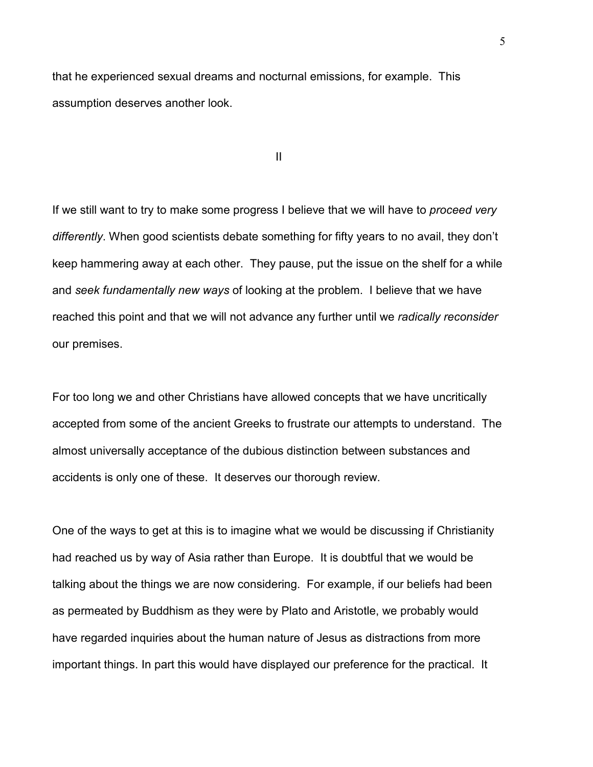that he experienced sexual dreams and nocturnal emissions, for example. This assumption deserves another look.

## II

If we still want to try to make some progress I believe that we will have to *proceed very differently*. When good scientists debate something for fifty years to no avail, they don't keep hammering away at each other. They pause, put the issue on the shelf for a while and *seek fundamentally new ways* of looking at the problem. I believe that we have reached this point and that we will not advance any further until we *radically reconsider* our premises.

For too long we and other Christians have allowed concepts that we have uncritically accepted from some of the ancient Greeks to frustrate our attempts to understand. The almost universally acceptance of the dubious distinction between substances and accidents is only one of these. It deserves our thorough review.

One of the ways to get at this is to imagine what we would be discussing if Christianity had reached us by way of Asia rather than Europe. It is doubtful that we would be talking about the things we are now considering. For example, if our beliefs had been as permeated by Buddhism as they were by Plato and Aristotle, we probably would have regarded inquiries about the human nature of Jesus as distractions from more important things. In part this would have displayed our preference for the practical. It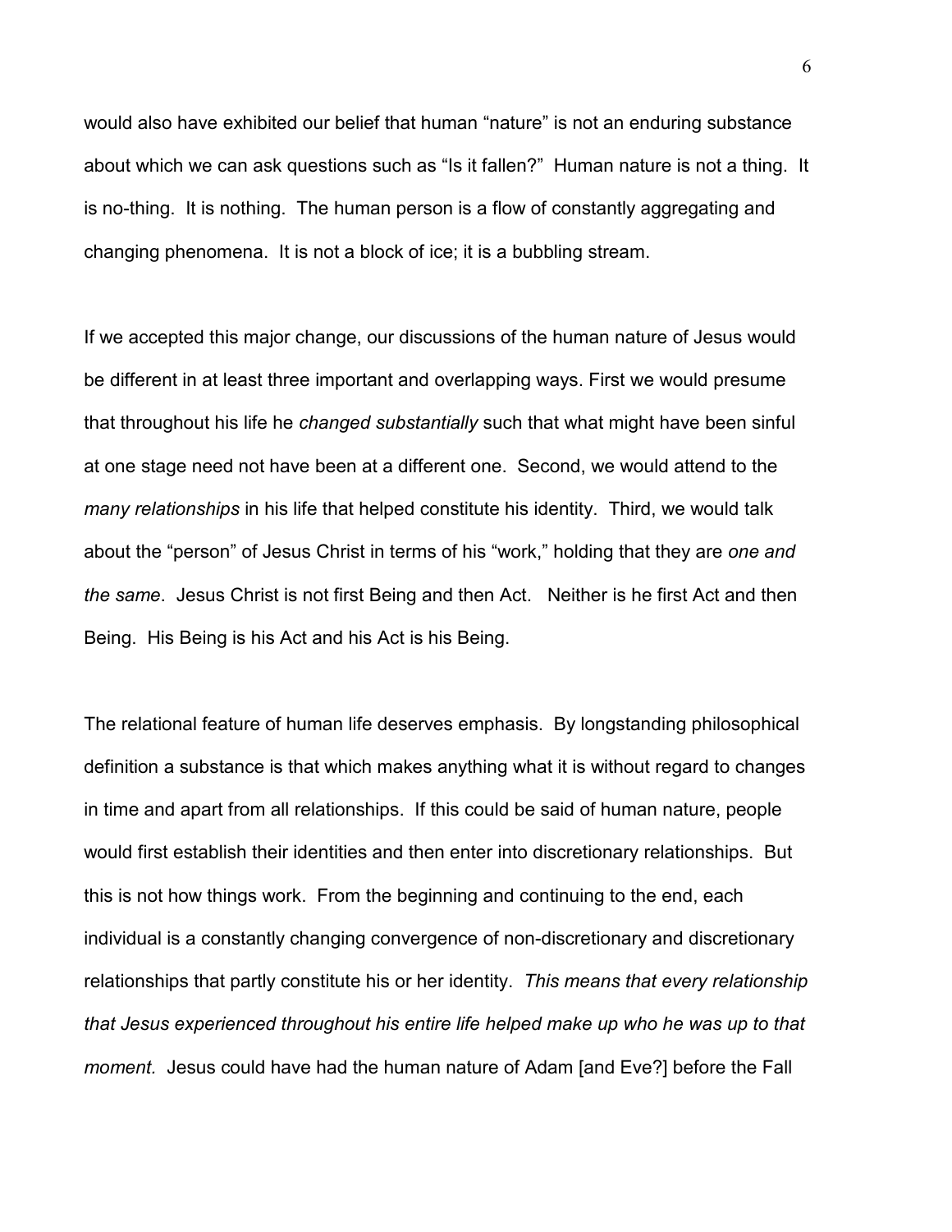would also have exhibited our belief that human "nature" is not an enduring substance about which we can ask questions such as "Is it fallen?" Human nature is not a thing. It is no-thing. It is nothing. The human person is a flow of constantly aggregating and changing phenomena. It is not a block of ice; it is a bubbling stream.

If we accepted this major change, our discussions of the human nature of Jesus would be different in at least three important and overlapping ways. First we would presume that throughout his life he *changed substantially* such that what might have been sinful at one stage need not have been at a different one. Second, we would attend to the *many relationships* in his life that helped constitute his identity. Third, we would talk about the "person" of Jesus Christ in terms of his "work," holding that they are *one and the same*. Jesus Christ is not first Being and then Act. Neither is he first Act and then Being. His Being is his Act and his Act is his Being.

The relational feature of human life deserves emphasis. By longstanding philosophical definition a substance is that which makes anything what it is without regard to changes in time and apart from all relationships. If this could be said of human nature, people would first establish their identities and then enter into discretionary relationships. But this is not how things work. From the beginning and continuing to the end, each individual is a constantly changing convergence of non-discretionary and discretionary relationships that partly constitute his or her identity. *This means that every relationship that Jesus experienced throughout his entire life helped make up who he was up to that moment.* Jesus could have had the human nature of Adam [and Eve?] before the Fall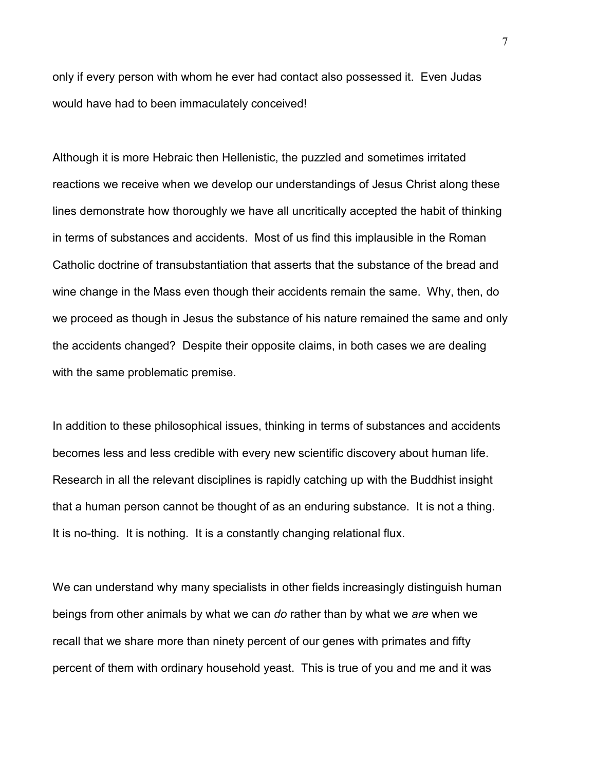only if every person with whom he ever had contact also possessed it. Even Judas would have had to been immaculately conceived!

Although it is more Hebraic then Hellenistic, the puzzled and sometimes irritated reactions we receive when we develop our understandings of Jesus Christ along these lines demonstrate how thoroughly we have all uncritically accepted the habit of thinking in terms of substances and accidents. Most of us find this implausible in the Roman Catholic doctrine of transubstantiation that asserts that the substance of the bread and wine change in the Mass even though their accidents remain the same. Why, then, do we proceed as though in Jesus the substance of his nature remained the same and only the accidents changed? Despite their opposite claims, in both cases we are dealing with the same problematic premise.

In addition to these philosophical issues, thinking in terms of substances and accidents becomes less and less credible with every new scientific discovery about human life. Research in all the relevant disciplines is rapidly catching up with the Buddhist insight that a human person cannot be thought of as an enduring substance. It is not a thing. It is no-thing. It is nothing. It is a constantly changing relational flux.

We can understand why many specialists in other fields increasingly distinguish human beings from other animals by what we can *do* rather than by what we *are* when we recall that we share more than ninety percent of our genes with primates and fifty percent of them with ordinary household yeast. This is true of you and me and it was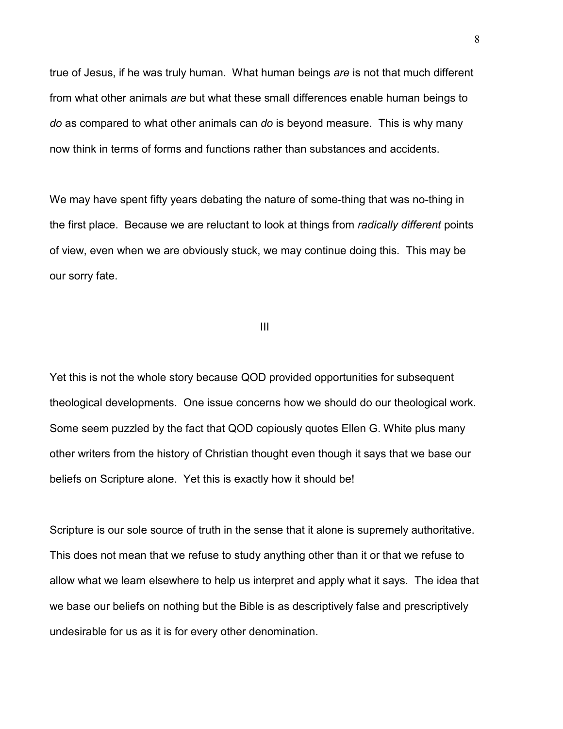true of Jesus, if he was truly human. What human beings *are* is not that much different from what other animals *are* but what these small differences enable human beings to *do* as compared to what other animals can *do* is beyond measure. This is why many now think in terms of forms and functions rather than substances and accidents.

We may have spent fifty years debating the nature of some-thing that was no-thing in the first place. Because we are reluctant to look at things from *radically different* points of view, even when we are obviously stuck, we may continue doing this. This may be our sorry fate.

## III

Yet this is not the whole story because QOD provided opportunities for subsequent theological developments. One issue concerns how we should do our theological work. Some seem puzzled by the fact that QOD copiously quotes Ellen G. White plus many other writers from the history of Christian thought even though it says that we base our beliefs on Scripture alone. Yet this is exactly how it should be!

Scripture is our sole source of truth in the sense that it alone is supremely authoritative. This does not mean that we refuse to study anything other than it or that we refuse to allow what we learn elsewhere to help us interpret and apply what it says. The idea that we base our beliefs on nothing but the Bible is as descriptively false and prescriptively undesirable for us as it is for every other denomination.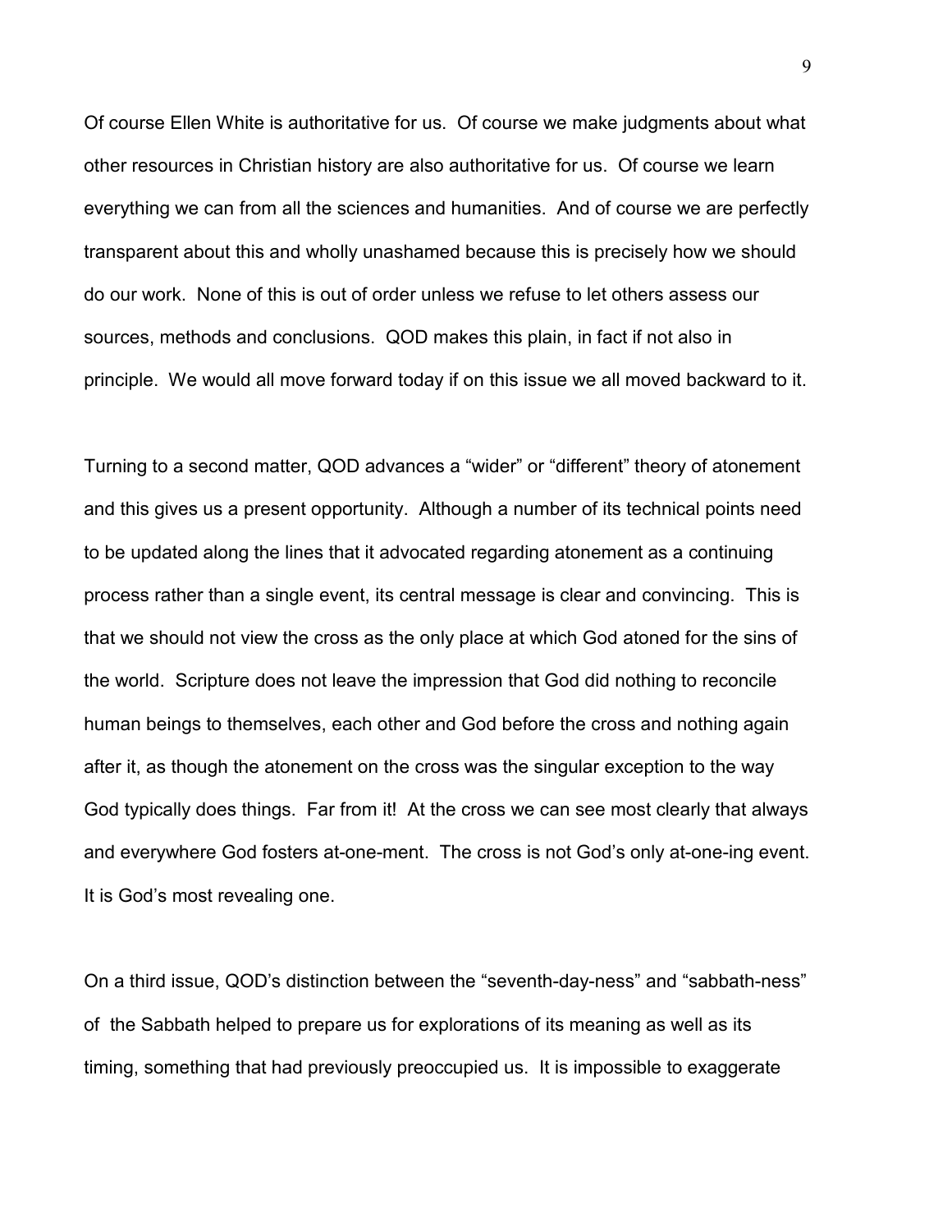Of course Ellen White is authoritative for us. Of course we make judgments about what other resources in Christian history are also authoritative for us. Of course we learn everything we can from all the sciences and humanities. And of course we are perfectly transparent about this and wholly unashamed because this is precisely how we should do our work. None of this is out of order unless we refuse to let others assess our sources, methods and conclusions. QOD makes this plain, in fact if not also in principle. We would all move forward today if on this issue we all moved backward to it.

Turning to a second matter, QOD advances a "wider" or "different" theory of atonement and this gives us a present opportunity. Although a number of its technical points need to be updated along the lines that it advocated regarding atonement as a continuing process rather than a single event, its central message is clear and convincing. This is that we should not view the cross as the only place at which God atoned for the sins of the world. Scripture does not leave the impression that God did nothing to reconcile human beings to themselves, each other and God before the cross and nothing again after it, as though the atonement on the cross was the singular exception to the way God typically does things. Far from it! At the cross we can see most clearly that always and everywhere God fosters at-one-ment. The cross is not God's only at-one-ing event. It is God's most revealing one.

On a third issue, QOD's distinction between the "seventh-day-ness" and "sabbath-ness" of the Sabbath helped to prepare us for explorations of its meaning as well as its timing, something that had previously preoccupied us. It is impossible to exaggerate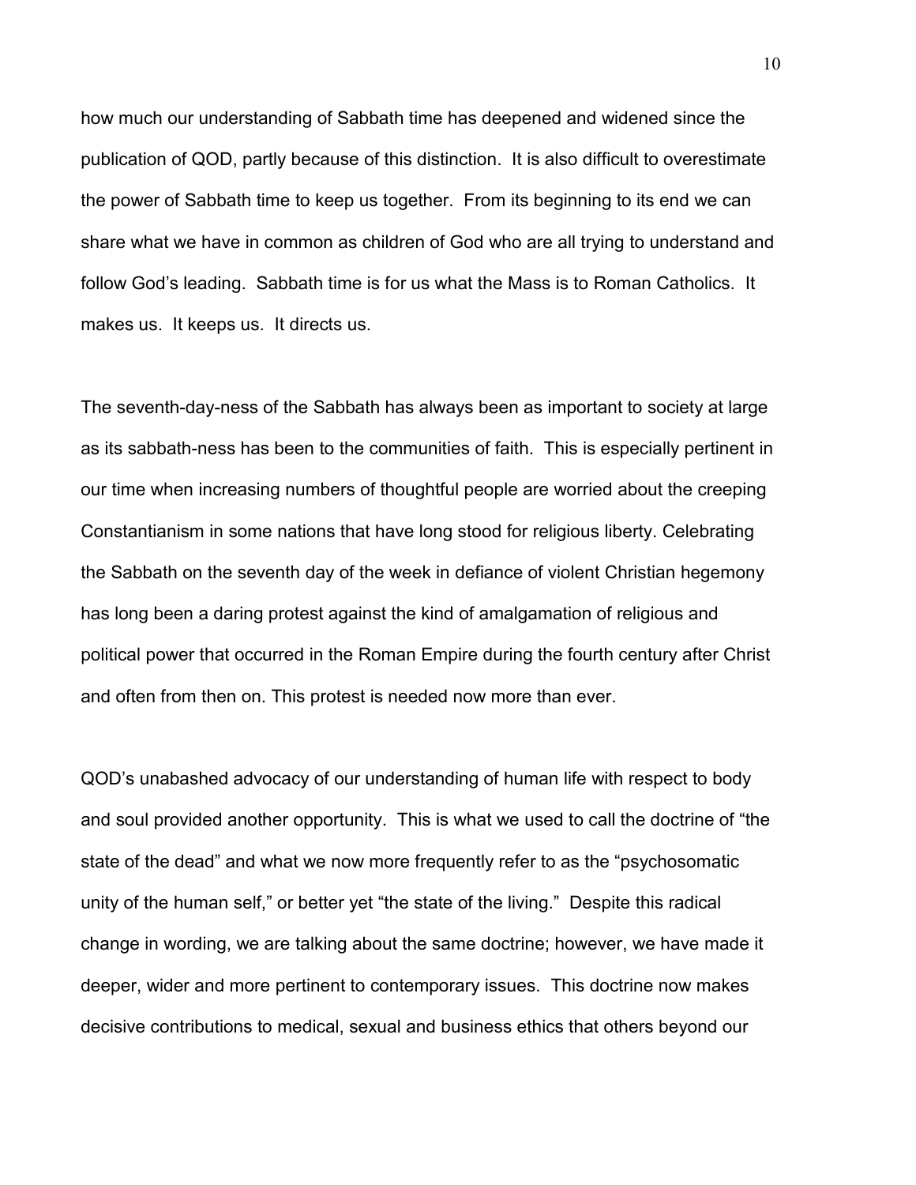how much our understanding of Sabbath time has deepened and widened since the publication of QOD, partly because of this distinction. It is also difficult to overestimate the power of Sabbath time to keep us together. From its beginning to its end we can share what we have in common as children of God who are all trying to understand and follow God's leading. Sabbath time is for us what the Mass is to Roman Catholics. It makes us. It keeps us. It directs us.

The seventh-day-ness of the Sabbath has always been as important to society at large as its sabbath-ness has been to the communities of faith. This is especially pertinent in our time when increasing numbers of thoughtful people are worried about the creeping Constantianism in some nations that have long stood for religious liberty. Celebrating the Sabbath on the seventh day of the week in defiance of violent Christian hegemony has long been a daring protest against the kind of amalgamation of religious and political power that occurred in the Roman Empire during the fourth century after Christ and often from then on. This protest is needed now more than ever.

QOD's unabashed advocacy of our understanding of human life with respect to body and soul provided another opportunity. This is what we used to call the doctrine of "the state of the dead" and what we now more frequently refer to as the "psychosomatic unity of the human self," or better yet "the state of the living." Despite this radical change in wording, we are talking about the same doctrine; however, we have made it deeper, wider and more pertinent to contemporary issues. This doctrine now makes decisive contributions to medical, sexual and business ethics that others beyond our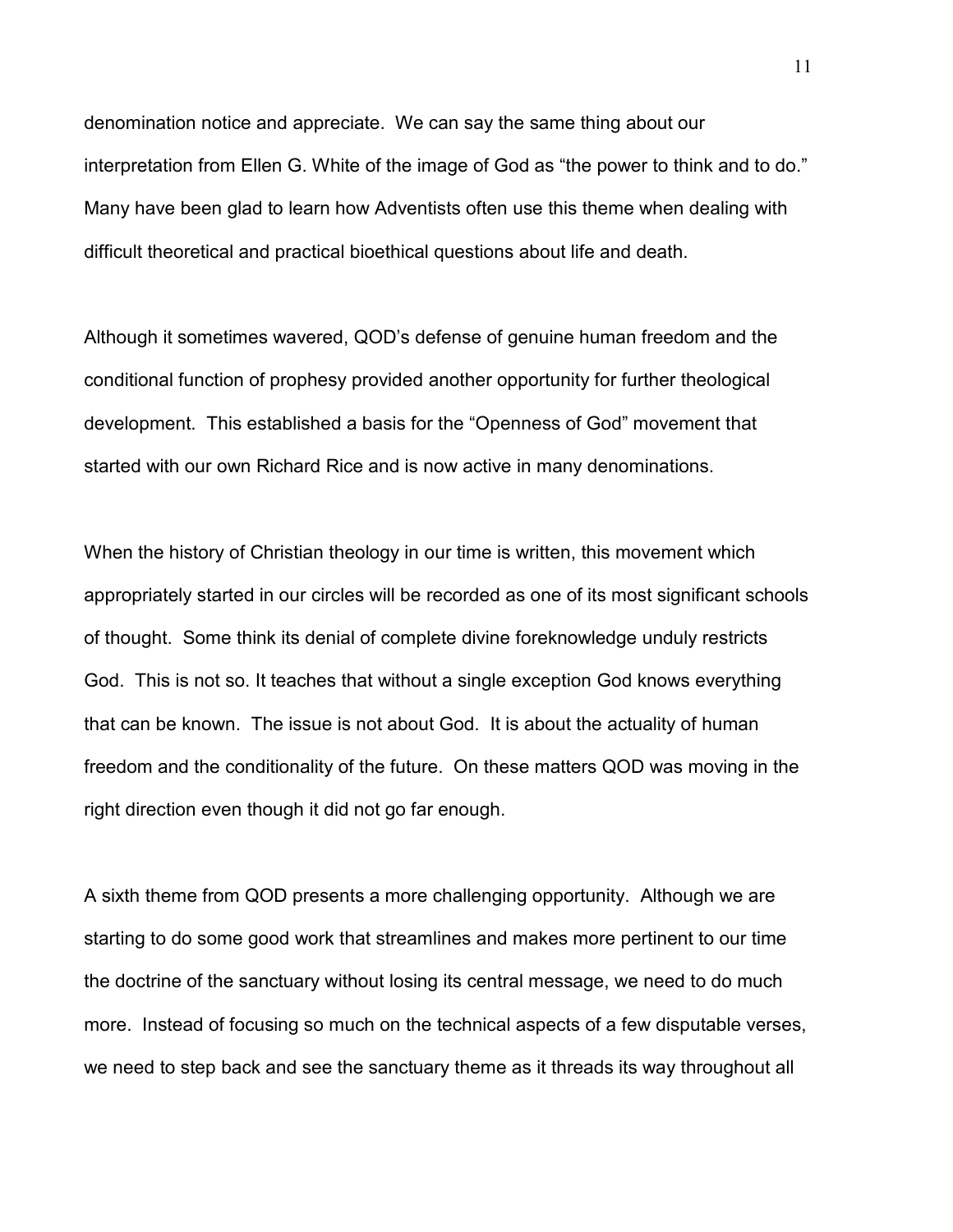denomination notice and appreciate. We can say the same thing about our interpretation from Ellen G. White of the image of God as "the power to think and to do." Many have been glad to learn how Adventists often use this theme when dealing with difficult theoretical and practical bioethical questions about life and death.

Although it sometimes wavered, QOD's defense of genuine human freedom and the conditional function of prophesy provided another opportunity for further theological development. This established a basis for the "Openness of God" movement that started with our own Richard Rice and is now active in many denominations.

When the history of Christian theology in our time is written, this movement which appropriately started in our circles will be recorded as one of its most significant schools of thought. Some think its denial of complete divine foreknowledge unduly restricts God. This is not so. It teaches that without a single exception God knows everything that can be known. The issue is not about God. It is about the actuality of human freedom and the conditionality of the future. On these matters QOD was moving in the right direction even though it did not go far enough.

A sixth theme from QOD presents a more challenging opportunity. Although we are starting to do some good work that streamlines and makes more pertinent to our time the doctrine of the sanctuary without losing its central message, we need to do much more. Instead of focusing so much on the technical aspects of a few disputable verses, we need to step back and see the sanctuary theme as it threads its way throughout all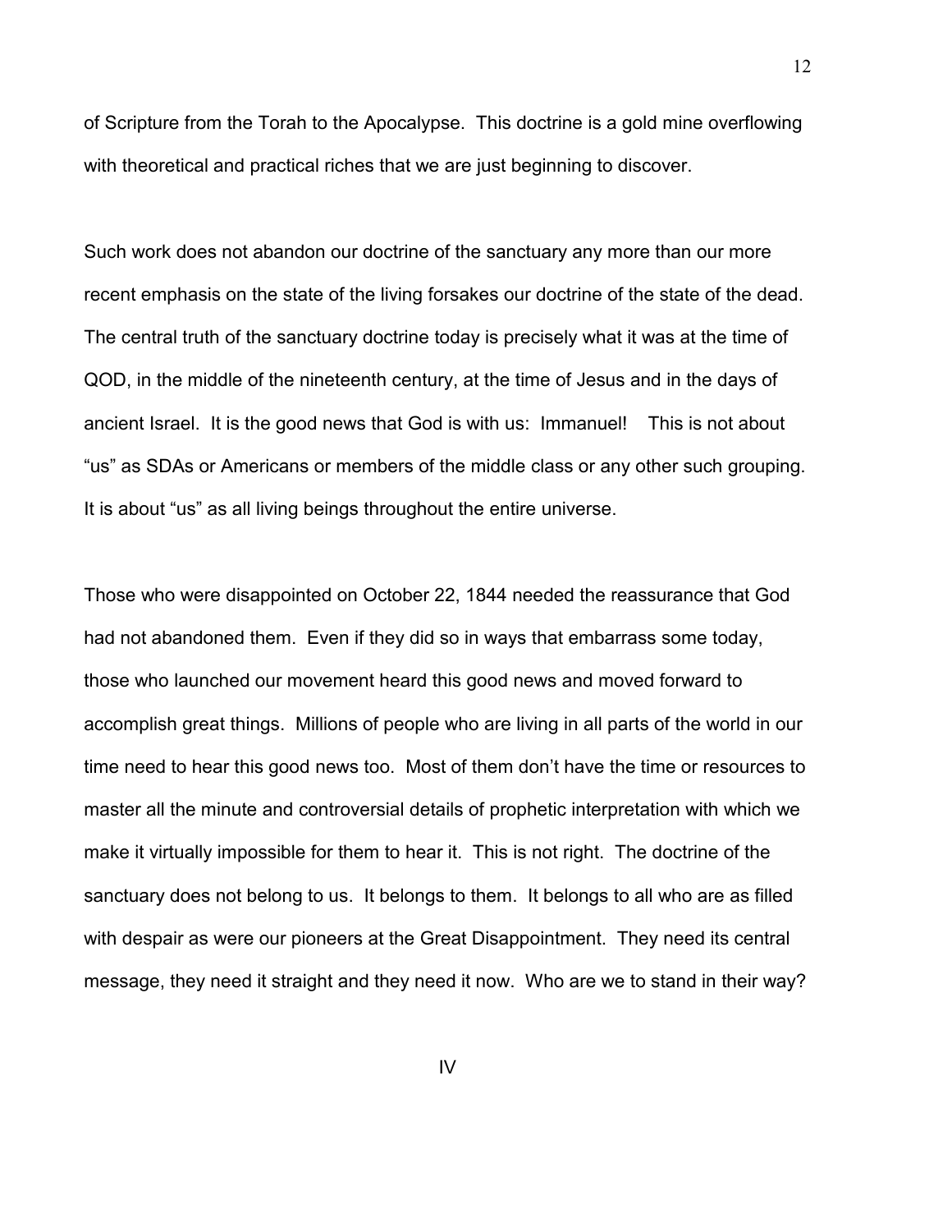of Scripture from the Torah to the Apocalypse. This doctrine is a gold mine overflowing with theoretical and practical riches that we are just beginning to discover.

Such work does not abandon our doctrine of the sanctuary any more than our more recent emphasis on the state of the living forsakes our doctrine of the state of the dead. The central truth of the sanctuary doctrine today is precisely what it was at the time of QOD, in the middle of the nineteenth century, at the time of Jesus and in the days of ancient Israel. It is the good news that God is with us: Immanuel! This is not about "us" as SDAs or Americans or members of the middle class or any other such grouping. It is about "us" as all living beings throughout the entire universe.

Those who were disappointed on October 22, 1844 needed the reassurance that God had not abandoned them. Even if they did so in ways that embarrass some today, those who launched our movement heard this good news and moved forward to accomplish great things. Millions of people who are living in all parts of the world in our time need to hear this good news too. Most of them don't have the time or resources to master all the minute and controversial details of prophetic interpretation with which we make it virtually impossible for them to hear it. This is not right. The doctrine of the sanctuary does not belong to us. It belongs to them. It belongs to all who are as filled with despair as were our pioneers at the Great Disappointment. They need its central message, they need it straight and they need it now. Who are we to stand in their way?

## IV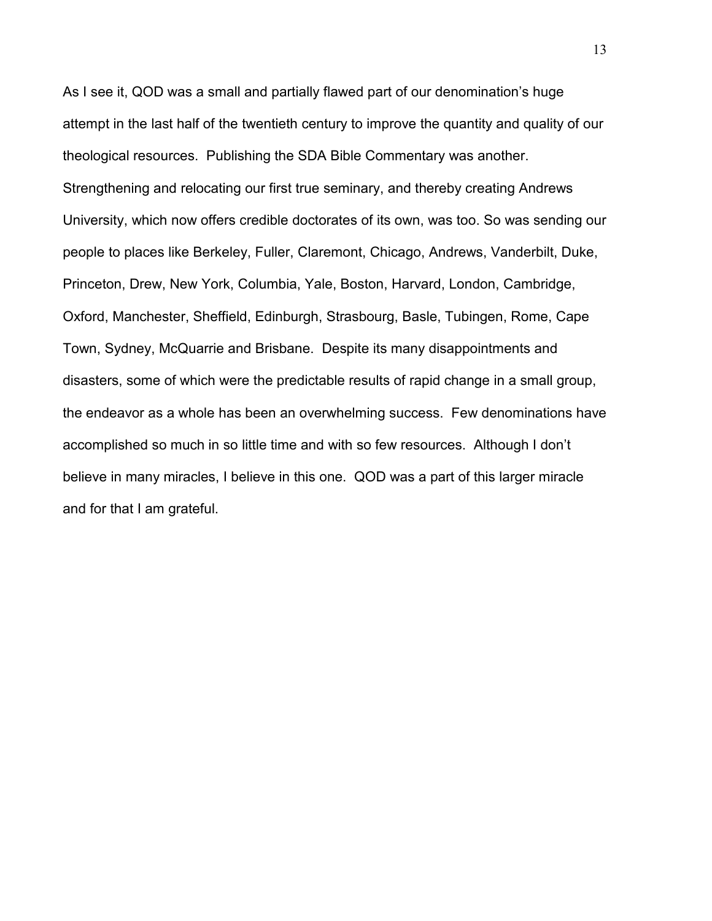As I see it, QOD was a small and partially flawed part of our denomination's huge attempt in the last half of the twentieth century to improve the quantity and quality of our theological resources. Publishing the SDA Bible Commentary was another. Strengthening and relocating our first true seminary, and thereby creating Andrews University, which now offers credible doctorates of its own, was too. So was sending our people to places like Berkeley, Fuller, Claremont, Chicago, Andrews, Vanderbilt, Duke, Princeton, Drew, New York, Columbia, Yale, Boston, Harvard, London, Cambridge, Oxford, Manchester, Sheffield, Edinburgh, Strasbourg, Basle, Tubingen, Rome, Cape Town, Sydney, McQuarrie and Brisbane. Despite its many disappointments and disasters, some of which were the predictable results of rapid change in a small group, the endeavor as a whole has been an overwhelming success. Few denominations have accomplished so much in so little time and with so few resources. Although I don't believe in many miracles, I believe in this one. QOD was a part of this larger miracle and for that I am grateful.